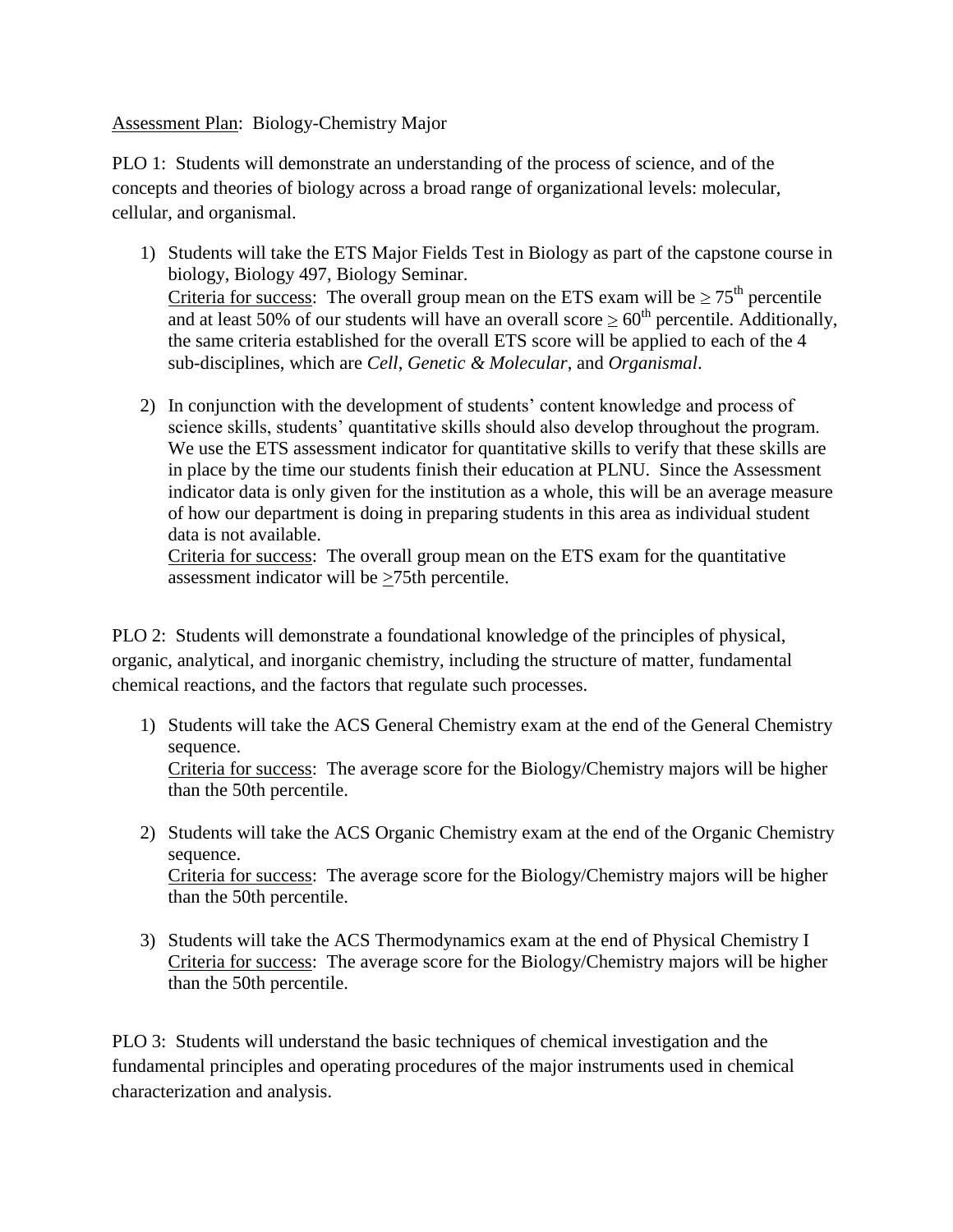Assessment Plan: Biology-Chemistry Major

PLO 1: Students will demonstrate an understanding of the process of science, and of the concepts and theories of biology across a broad range of organizational levels: molecular, cellular, and organismal.

1) Students will take the ETS Major Fields Test in Biology as part of the capstone course in biology, Biology 497, Biology Seminar.
   Criteria for success: The overall group mean on the ETS exam will be $\geq 75^{th}$ percentile and at least 50% of our students will have an overall score $\geq 60^{th}$ percentile. Additionally, the same criteria established for the overall ETS score will be applied to each of the 4 sub-disciplines, which are *Cell*, *Genetic & Molecular*, and *Organismal*.

2) In conjunction with the development of students' content knowledge and process of science skills, students' quantitative skills should also develop throughout the program. We use the ETS assessment indicator for quantitative skills to verify that these skills are in place by the time our students finish their education at PLNU. Since the Assessment indicator data is only given for the institution as a whole, this will be an average measure of how our department is doing in preparing students in this area as individual student data is not available.
   Criteria for success: The overall group mean on the ETS exam for the quantitative assessment indicator will be $\geq$75th percentile.

PLO 2: Students will demonstrate a foundational knowledge of the principles of physical, organic, analytical, and inorganic chemistry, including the structure of matter, fundamental chemical reactions, and the factors that regulate such processes.

1) Students will take the ACS General Chemistry exam at the end of the General Chemistry sequence.
   Criteria for success: The average score for the Biology/Chemistry majors will be higher than the 50th percentile.

2) Students will take the ACS Organic Chemistry exam at the end of the Organic Chemistry sequence.
   Criteria for success: The average score for the Biology/Chemistry majors will be higher than the 50th percentile.

3) Students will take the ACS Thermodynamics exam at the end of Physical Chemistry I
   Criteria for success: The average score for the Biology/Chemistry majors will be higher than the 50th percentile.

PLO 3: Students will understand the basic techniques of chemical investigation and the fundamental principles and operating procedures of the major instruments used in chemical characterization and analysis.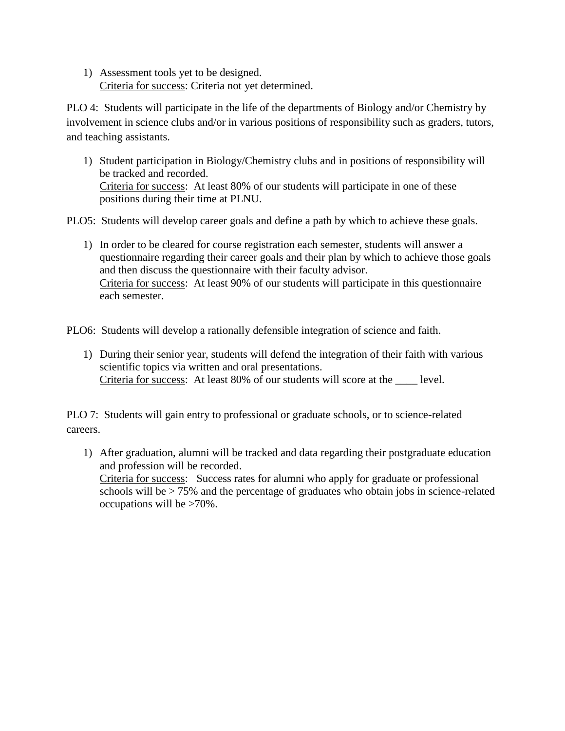1) Assessment tools yet to be designed.
   Criteria for success: Criteria not yet determined.

PLO 4: Students will participate in the life of the departments of Biology and/or Chemistry by involvement in science clubs and/or in various positions of responsibility such as graders, tutors, and teaching assistants.

1) Student participation in Biology/Chemistry clubs and in positions of responsibility will be tracked and recorded.
   Criteria for success: At least 80% of our students will participate in one of these positions during their time at PLNU.

PLO5: Students will develop career goals and define a path by which to achieve these goals.

1) In order to be cleared for course registration each semester, students will answer a questionnaire regarding their career goals and their plan by which to achieve those goals and then discuss the questionnaire with their faculty advisor.
   Criteria for success: At least 90% of our students will participate in this questionnaire each semester.

PLO6: Students will develop a rationally defensible integration of science and faith.

1) During their senior year, students will defend the integration of their faith with various scientific topics via written and oral presentations.
   Criteria for success: At least 80% of our students will score at the ____ level.

PLO 7: Students will gain entry to professional or graduate schools, or to science-related careers.

1) After graduation, alumni will be tracked and data regarding their postgraduate education and profession will be recorded.
   Criteria for success: Success rates for alumni who apply for graduate or professional schools will be > 75% and the percentage of graduates who obtain jobs in science-related occupations will be >70%.